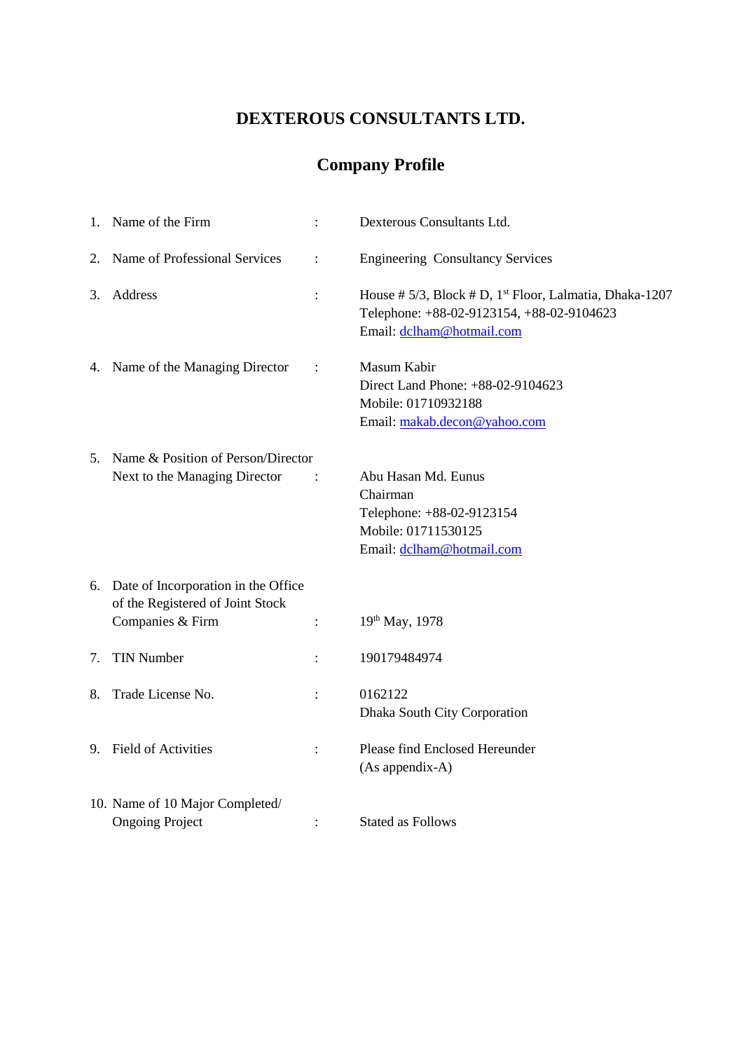# DEXTEROUS CONSULTANTS LTD.

## Company Profile

1. Name of the Firm : Dexterous Consultants Ltd.

2. Name of Professional Services : Engineering Consultancy Services

3. Address : House # 5/3, Block # D, 1st Floor, Lalmatia, Dhaka-1207
   Telephone: +88-02-9123154, +88-02-9104623
   Email: dclham@hotmail.com

4. Name of the Managing Director : Masum Kabir
   Direct Land Phone: +88-02-9104623
   Mobile: 01710932188
   Email: makab.decon@yahoo.com

5. Name & Position of Person/Director Next to the Managing Director : Abu Hasan Md. Eunus
   Chairman
   Telephone: +88-02-9123154
   Mobile: 01711530125
   Email: dclham@hotmail.com

6. Date of Incorporation in the Office of the Registered of Joint Stock Companies & Firm : 19th May, 1978

7. TIN Number : 190179484974

8. Trade License No. : 0162122
   Dhaka South City Corporation

9. Field of Activities : Please find Enclosed Hereunder
   (As appendix-A)

10. Name of 10 Major Completed/ Ongoing Project : Stated as Follows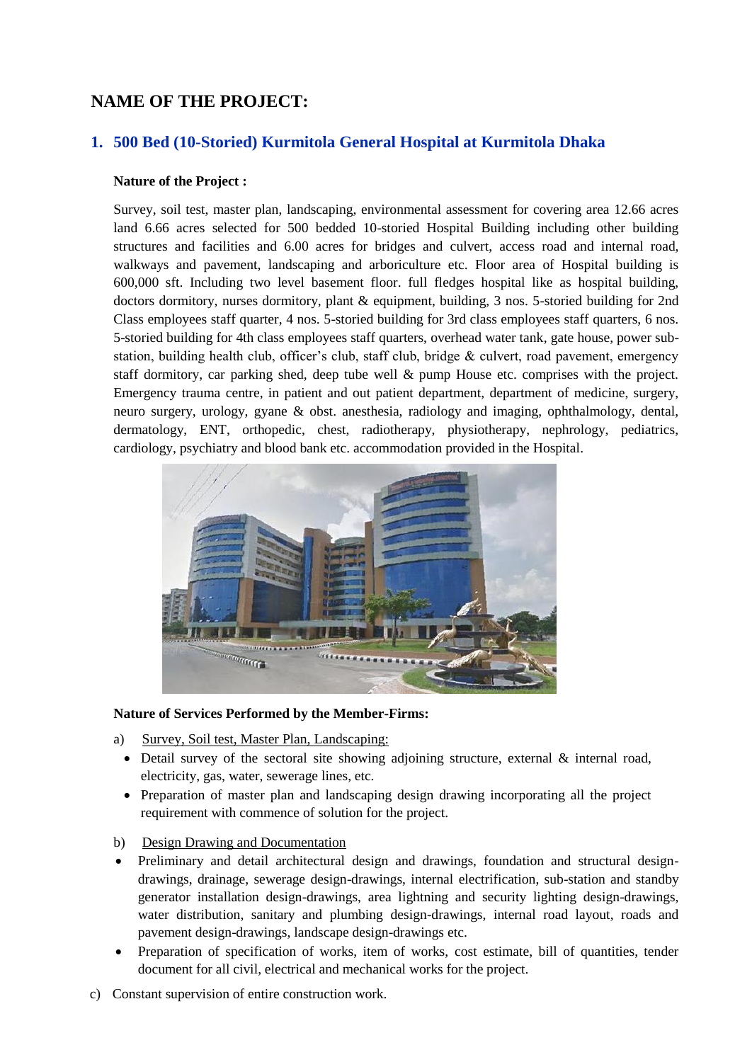# NAME OF THE PROJECT:

## 1. 500 Bed (10-Storied) Kurmitola General Hospital at Kurmitola Dhaka

**Nature of the Project :**

Survey, soil test, master plan, landscaping, environmental assessment for covering area 12.66 acres land 6.66 acres selected for 500 bedded 10-storied Hospital Building including other building structures and facilities and 6.00 acres for bridges and culvert, access road and internal road, walkways and pavement, landscaping and arboriculture etc. Floor area of Hospital building is 600,000 sft. Including two level basement floor. full fledges hospital like as hospital building, doctors dormitory, nurses dormitory, plant & equipment, building, 3 nos. 5-storied building for 2nd Class employees staff quarter, 4 nos. 5-storied building for 3rd class employees staff quarters, 6 nos. 5-storied building for 4th class employees staff quarters, overhead water tank, gate house, power sub-station, building health club, officer's club, staff club, bridge & culvert, road pavement, emergency staff dormitory, car parking shed, deep tube well & pump House etc. comprises with the project. Emergency trauma centre, in patient and out patient department, department of medicine, surgery, neuro surgery, urology, gyane & obst. anesthesia, radiology and imaging, ophthalmology, dental, dermatology, ENT, orthopedic, chest, radiotherapy, physiotherapy, nephrology, pediatrics, cardiology, psychiatry and blood bank etc. accommodation provided in the Hospital.

**Nature of Services Performed by the Member-Firms:**

a) Survey, Soil test, Master Plan, Landscaping:

- Detail survey of the sectoral site showing adjoining structure, external & internal road, electricity, gas, water, sewerage lines, etc.
- Preparation of master plan and landscaping design drawing incorporating all the project requirement with commence of solution for the project.

b) Design Drawing and Documentation

- Preliminary and detail architectural design and drawings, foundation and structural design-drawings, drainage, sewerage design-drawings, internal electrification, sub-station and standby generator installation design-drawings, area lightning and security lighting design-drawings, water distribution, sanitary and plumbing design-drawings, internal road layout, roads and pavement design-drawings, landscape design-drawings etc.
- Preparation of specification of works, item of works, cost estimate, bill of quantities, tender document for all civil, electrical and mechanical works for the project.

c) Constant supervision of entire construction work.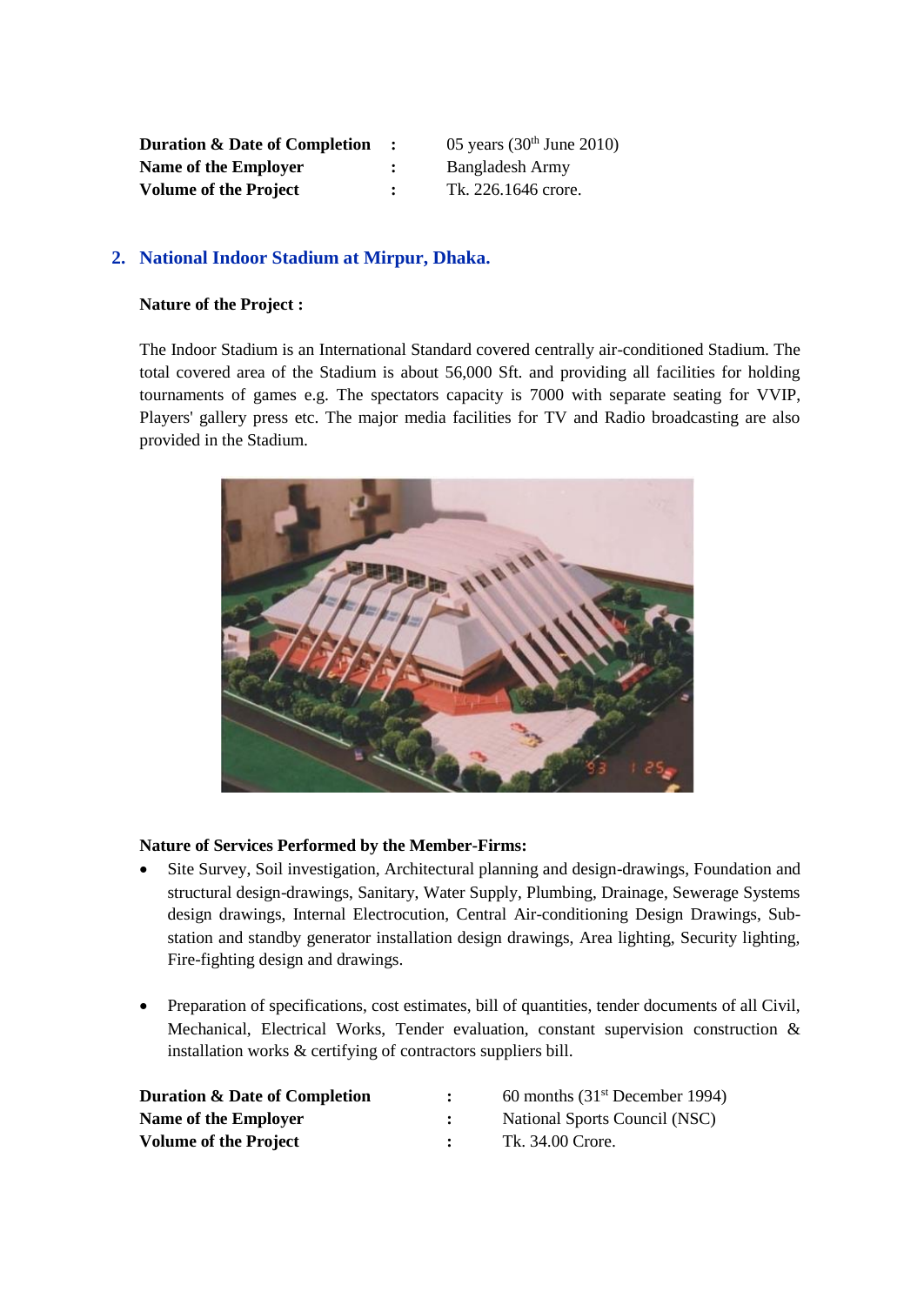| | | |
|---|---|---|
| **Duration & Date of Completion** | : | 05 years (30th June 2010) |
| **Name of the Employer** | : | Bangladesh Army |
| **Volume of the Project** | : | Tk. 226.1646 crore. |

## 2. National Indoor Stadium at Mirpur, Dhaka.

**Nature of the Project :**

The Indoor Stadium is an International Standard covered centrally air-conditioned Stadium. The total covered area of the Stadium is about 56,000 Sft. and providing all facilities for holding tournaments of games e.g. The spectators capacity is 7000 with separate seating for VVIP, Players' gallery press etc. The major media facilities for TV and Radio broadcasting are also provided in the Stadium.

**Nature of Services Performed by the Member-Firms:**

- Site Survey, Soil investigation, Architectural planning and design-drawings, Foundation and structural design-drawings, Sanitary, Water Supply, Plumbing, Drainage, Sewerage Systems design drawings, Internal Electrocution, Central Air-conditioning Design Drawings, Sub-station and standby generator installation design drawings, Area lighting, Security lighting, Fire-fighting design and drawings.

- Preparation of specifications, cost estimates, bill of quantities, tender documents of all Civil, Mechanical, Electrical Works, Tender evaluation, constant supervision construction & installation works & certifying of contractors suppliers bill.

| | | |
|---|---|---|
| **Duration & Date of Completion** | : | 60 months (31st December 1994) |
| **Name of the Employer** | : | National Sports Council (NSC) |
| **Volume of the Project** | : | Tk. 34.00 Crore. |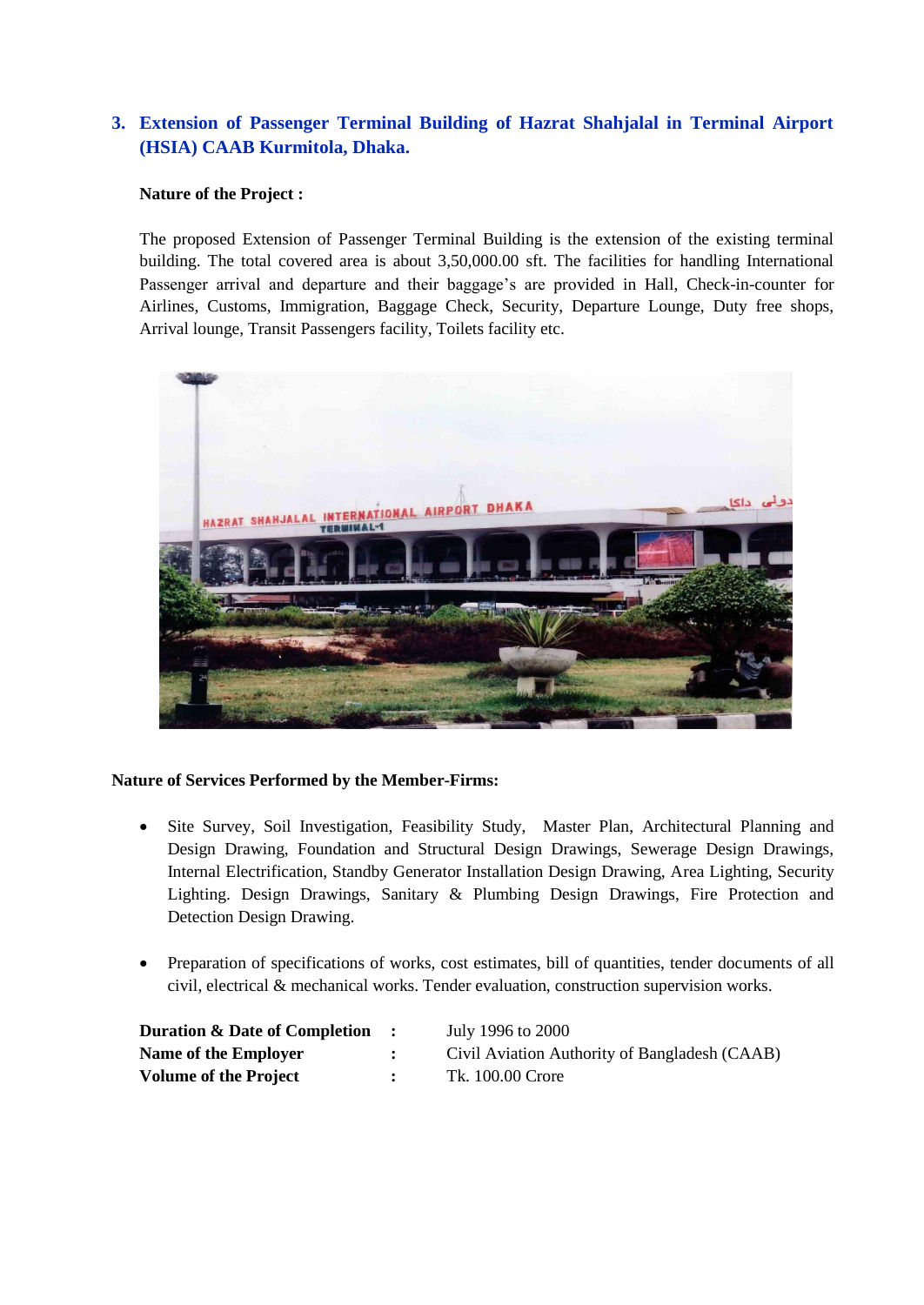### 3. Extension of Passenger Terminal Building of Hazrat Shahjalal in Terminal Airport (HSIA) CAAB Kurmitola, Dhaka.

**Nature of the Project :**

The proposed Extension of Passenger Terminal Building is the extension of the existing terminal building. The total covered area is about 3,50,000.00 sft. The facilities for handling International Passenger arrival and departure and their baggage's are provided in Hall, Check-in-counter for Airlines, Customs, Immigration, Baggage Check, Security, Departure Lounge, Duty free shops, Arrival lounge, Transit Passengers facility, Toilets facility etc.

**Nature of Services Performed by the Member-Firms:**

- Site Survey, Soil Investigation, Feasibility Study, Master Plan, Architectural Planning and Design Drawing, Foundation and Structural Design Drawings, Sewerage Design Drawings, Internal Electrification, Standby Generator Installation Design Drawing, Area Lighting, Security Lighting. Design Drawings, Sanitary & Plumbing Design Drawings, Fire Protection and Detection Design Drawing.

- Preparation of specifications of works, cost estimates, bill of quantities, tender documents of all civil, electrical & mechanical works. Tender evaluation, construction supervision works.

| | | |
|---|---|---|
| **Duration & Date of Completion** | : | July 1996 to 2000 |
| **Name of the Employer** | : | Civil Aviation Authority of Bangladesh (CAAB) |
| **Volume of the Project** | : | Tk. 100.00 Crore |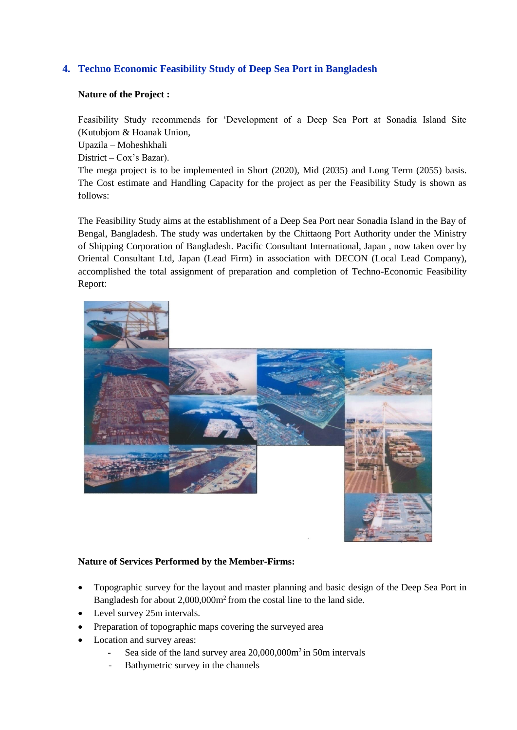## 4. Techno Economic Feasibility Study of Deep Sea Port in Bangladesh

**Nature of the Project :**

Feasibility Study recommends for 'Development of a Deep Sea Port at Sonadia Island Site (Kutubjom & Hoanak Union,
Upazila – Moheshkhali
District – Cox's Bazar).
The mega project is to be implemented in Short (2020), Mid (2035) and Long Term (2055) basis. The Cost estimate and Handling Capacity for the project as per the Feasibility Study is shown as follows:

The Feasibility Study aims at the establishment of a Deep Sea Port near Sonadia Island in the Bay of Bengal, Bangladesh. The study was undertaken by the Chittaong Port Authority under the Ministry of Shipping Corporation of Bangladesh. Pacific Consultant International, Japan , now taken over by Oriental Consultant Ltd, Japan (Lead Firm) in association with DECON (Local Lead Company), accomplished the total assignment of preparation and completion of Techno-Economic Feasibility Report:

**Nature of Services Performed by the Member-Firms:**

- Topographic survey for the layout and master planning and basic design of the Deep Sea Port in Bangladesh for about 2,000,000m$^2$ from the costal line to the land side.
- Level survey 25m intervals.
- Preparation of topographic maps covering the surveyed area
- Location and survey areas:
  - Sea side of the land survey area 20,000,000m$^2$ in 50m intervals
  - Bathymetric survey in the channels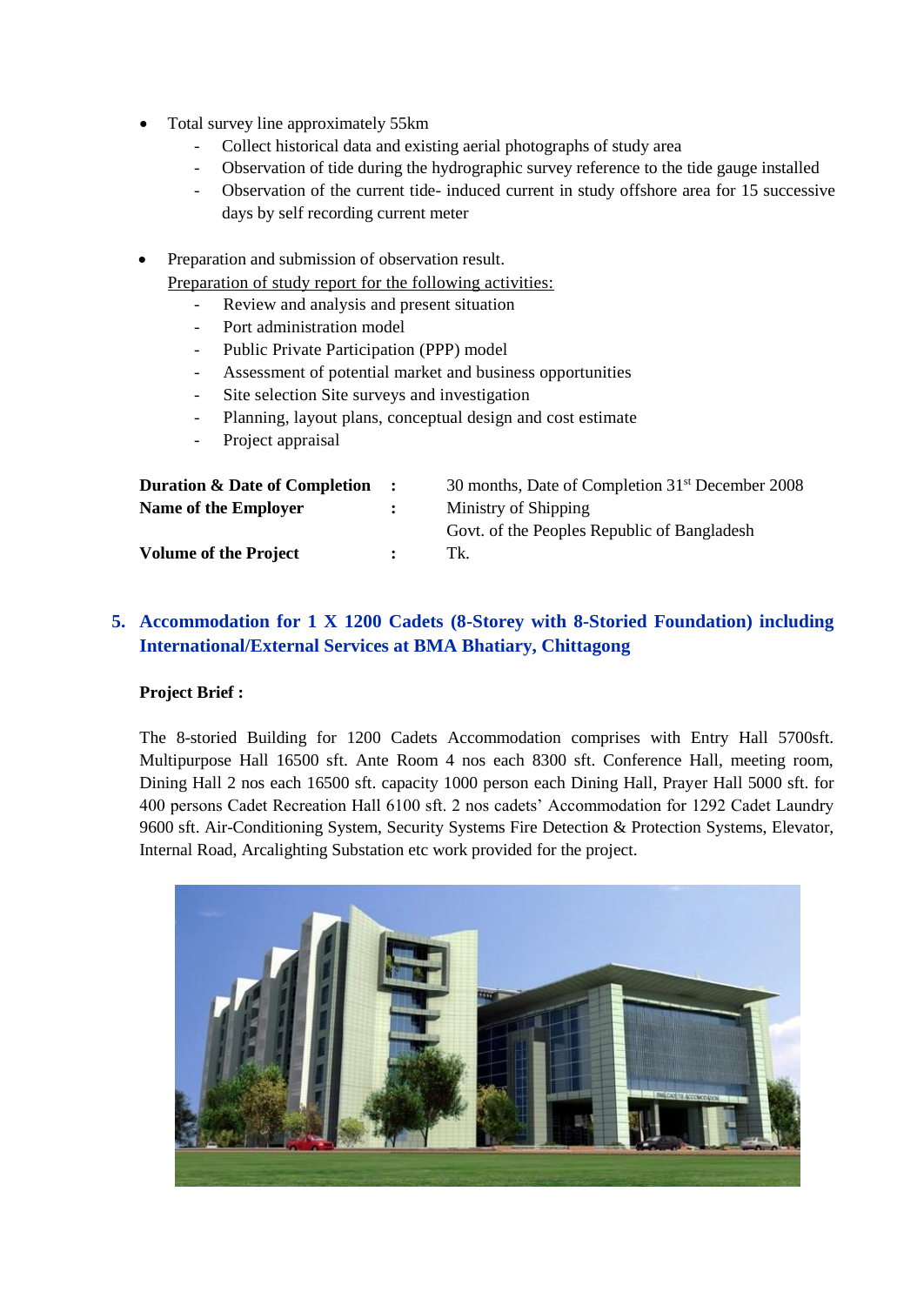- Total survey line approximately 55km
  - Collect historical data and existing aerial photographs of study area
  - Observation of tide during the hydrographic survey reference to the tide gauge installed
  - Observation of the current tide- induced current in study offshore area for 15 successive days by self recording current meter

- Preparation and submission of observation result.
  Preparation of study report for the following activities:
  - Review and analysis and present situation
  - Port administration model
  - Public Private Participation (PPP) model
  - Assessment of potential market and business opportunities
  - Site selection Site surveys and investigation
  - Planning, layout plans, conceptual design and cost estimate
  - Project appraisal

| | | |
|---|---|---|
| **Duration & Date of Completion** | : | 30 months, Date of Completion 31st December 2008 |
| **Name of the Employer** | : | Ministry of Shipping<br>Govt. of the Peoples Republic of Bangladesh |
| **Volume of the Project** | : | Tk. |

## 5. Accommodation for 1 X 1200 Cadets (8-Storey with 8-Storied Foundation) including International/External Services at BMA Bhatiary, Chittagong

**Project Brief :**

The 8-storied Building for 1200 Cadets Accommodation comprises with Entry Hall 5700sft. Multipurpose Hall 16500 sft. Ante Room 4 nos each 8300 sft. Conference Hall, meeting room, Dining Hall 2 nos each 16500 sft. capacity 1000 person each Dining Hall, Prayer Hall 5000 sft. for 400 persons Cadet Recreation Hall 6100 sft. 2 nos cadets' Accommodation for 1292 Cadet Laundry 9600 sft. Air-Conditioning System, Security Systems Fire Detection & Protection Systems, Elevator, Internal Road, Arcalighting Substation etc work provided for the project.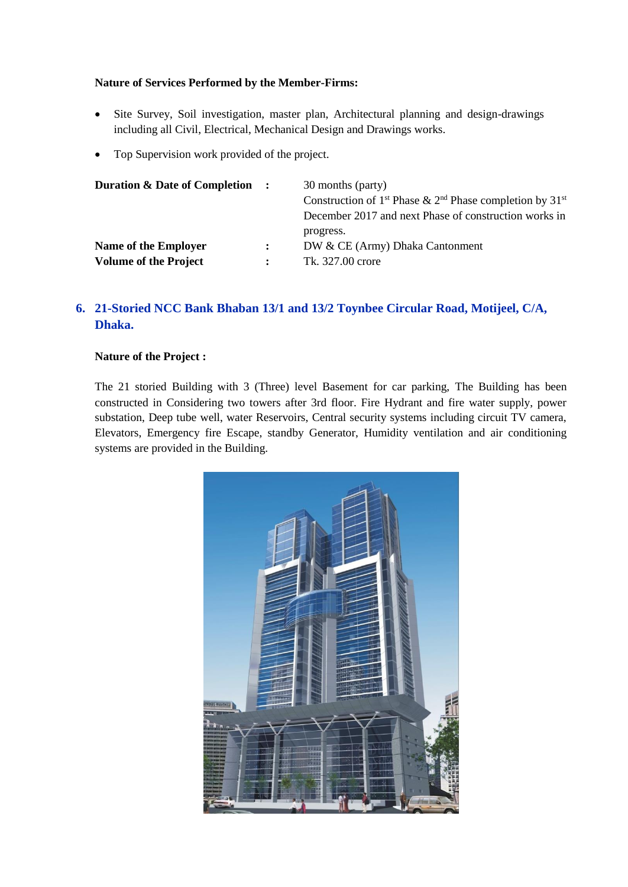**Nature of Services Performed by the Member-Firms:**

- Site Survey, Soil investigation, master plan, Architectural planning and design-drawings including all Civil, Electrical, Mechanical Design and Drawings works.
- Top Supervision work provided of the project.

| | | |
|---|---|---|
| **Duration & Date of Completion** | : | 30 months (party) Construction of 1st Phase & 2nd Phase completion by 31st December 2017 and next Phase of construction works in progress. |
| **Name of the Employer** | : | DW & CE (Army) Dhaka Cantonment |
| **Volume of the Project** | : | Tk. 327.00 crore |

## 6. 21-Storied NCC Bank Bhaban 13/1 and 13/2 Toynbee Circular Road, Motijeel, C/A, Dhaka.

**Nature of the Project :**

The 21 storied Building with 3 (Three) level Basement for car parking, The Building has been constructed in Considering two towers after 3rd floor. Fire Hydrant and fire water supply, power substation, Deep tube well, water Reservoirs, Central security systems including circuit TV camera, Elevators, Emergency fire Escape, standby Generator, Humidity ventilation and air conditioning systems are provided in the Building.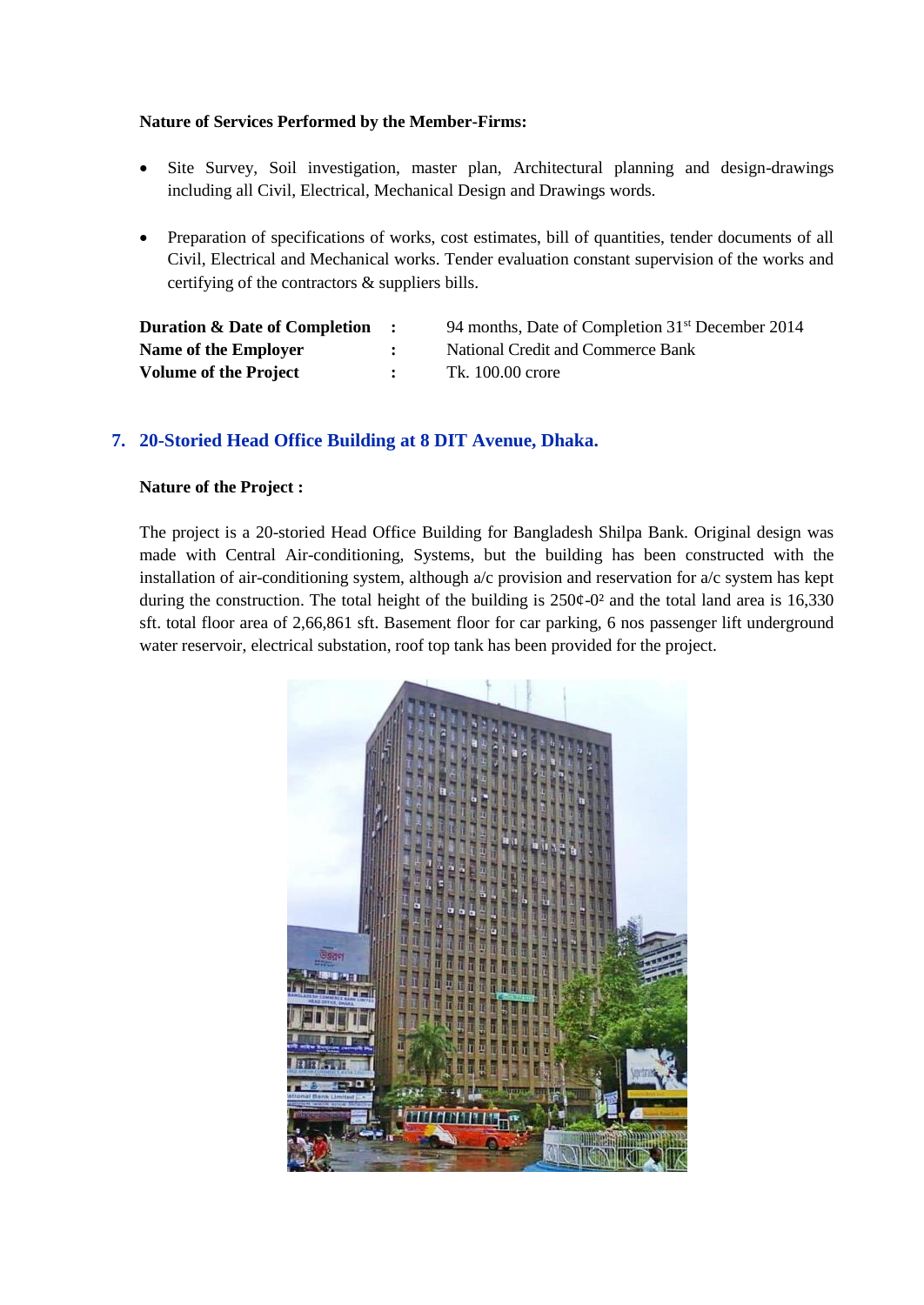**Nature of Services Performed by the Member-Firms:**

- Site Survey, Soil investigation, master plan, Architectural planning and design-drawings including all Civil, Electrical, Mechanical Design and Drawings words.
- Preparation of specifications of works, cost estimates, bill of quantities, tender documents of all Civil, Electrical and Mechanical works. Tender evaluation constant supervision of the works and certifying of the contractors & suppliers bills.

| | | |
|---|---|---|
| **Duration & Date of Completion** | : | 94 months, Date of Completion 31st December 2014 |
| **Name of the Employer** | : | National Credit and Commerce Bank |
| **Volume of the Project** | : | Tk. 100.00 crore |

## 7. 20-Storied Head Office Building at 8 DIT Avenue, Dhaka.

**Nature of the Project :**

The project is a 20-storied Head Office Building for Bangladesh Shilpa Bank. Original design was made with Central Air-conditioning, Systems, but the building has been constructed with the installation of air-conditioning system, although a/c provision and reservation for a/c system has kept during the construction. The total height of the building is 250¢-0² and the total land area is 16,330 sft. total floor area of 2,66,861 sft. Basement floor for car parking, 6 nos passenger lift underground water reservoir, electrical substation, roof top tank has been provided for the project.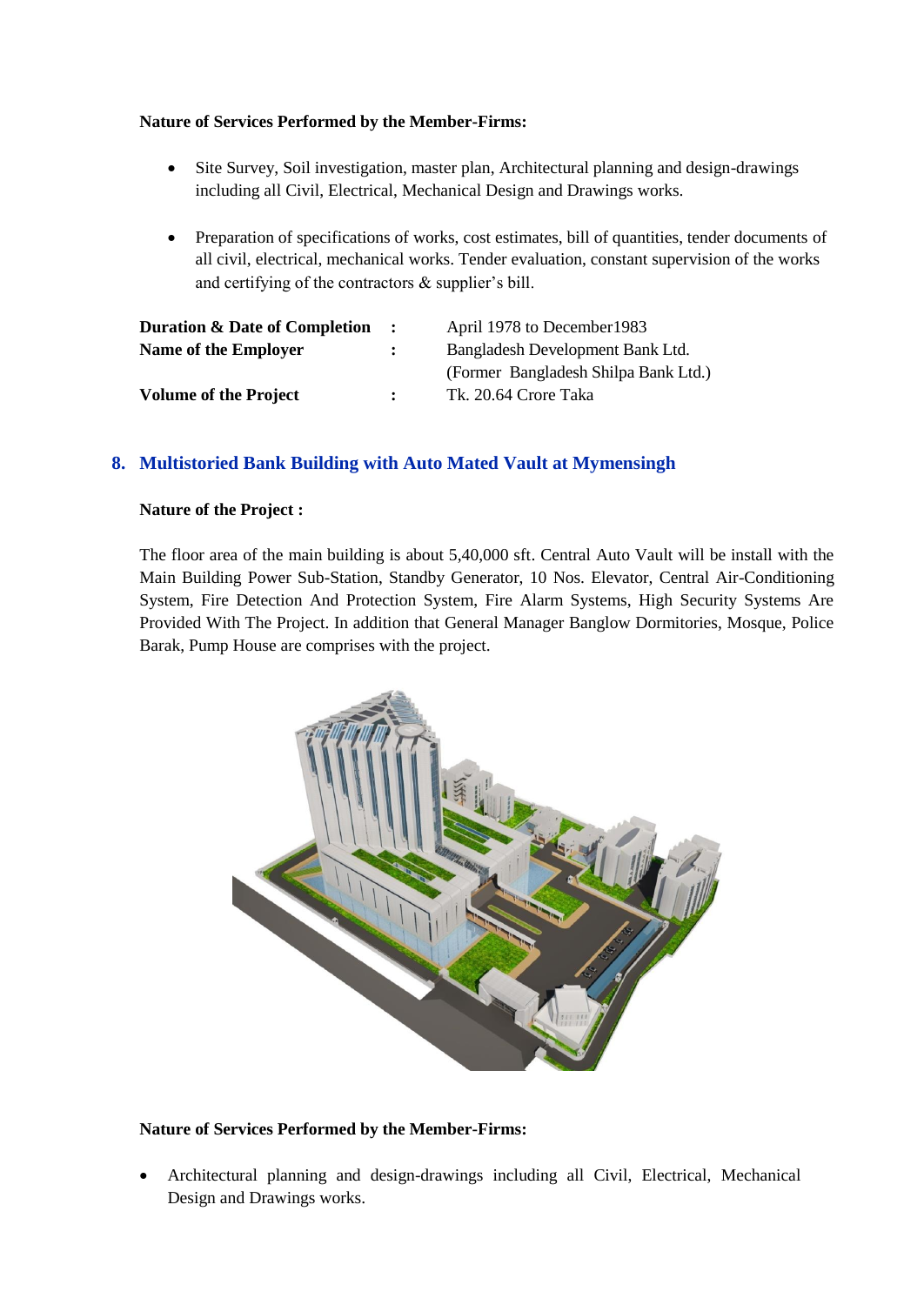**Nature of Services Performed by the Member-Firms:**

- Site Survey, Soil investigation, master plan, Architectural planning and design-drawings including all Civil, Electrical, Mechanical Design and Drawings works.

- Preparation of specifications of works, cost estimates, bill of quantities, tender documents of all civil, electrical, mechanical works. Tender evaluation, constant supervision of the works and certifying of the contractors & supplier's bill.

| | | |
|---|---|---|
| **Duration & Date of Completion** | : | April 1978 to December1983 |
| **Name of the Employer** | : | Bangladesh Development Bank Ltd. (Former Bangladesh Shilpa Bank Ltd.) |
| **Volume of the Project** | : | Tk. 20.64 Crore Taka |

## 8. Multistoried Bank Building with Auto Mated Vault at Mymensingh

**Nature of the Project :**

The floor area of the main building is about 5,40,000 sft. Central Auto Vault will be install with the Main Building Power Sub-Station, Standby Generator, 10 Nos. Elevator, Central Air-Conditioning System, Fire Detection And Protection System, Fire Alarm Systems, High Security Systems Are Provided With The Project. In addition that General Manager Banglow Dormitories, Mosque, Police Barak, Pump House are comprises with the project.

**Nature of Services Performed by the Member-Firms:**

- Architectural planning and design-drawings including all Civil, Electrical, Mechanical Design and Drawings works.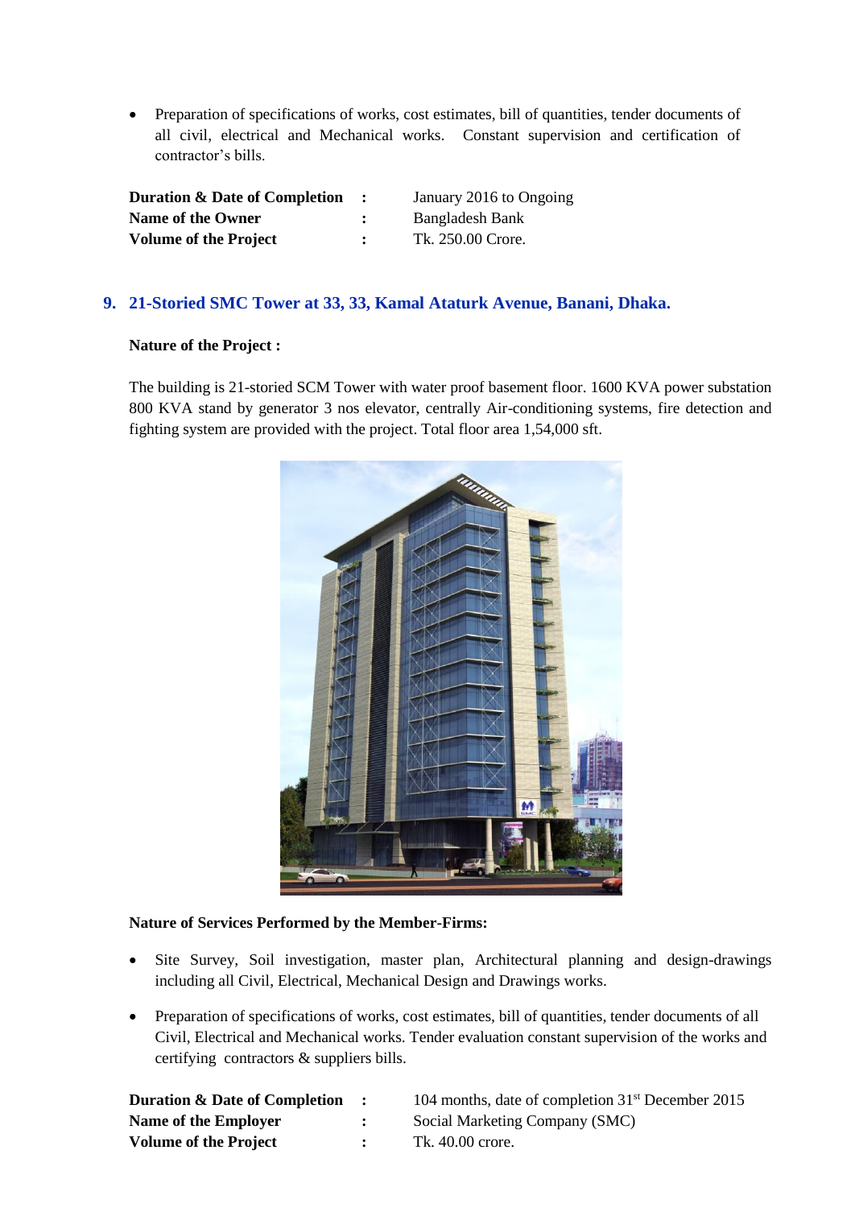- Preparation of specifications of works, cost estimates, bill of quantities, tender documents of all civil, electrical and Mechanical works. Constant supervision and certification of contractor's bills.

| | | |
|---|---|---|
| **Duration & Date of Completion** | : | January 2016 to Ongoing |
| **Name of the Owner** | : | Bangladesh Bank |
| **Volume of the Project** | : | Tk. 250.00 Crore. |

## 9. 21-Storied SMC Tower at 33, 33, Kamal Ataturk Avenue, Banani, Dhaka.

**Nature of the Project :**

The building is 21-storied SCM Tower with water proof basement floor. 1600 KVA power substation 800 KVA stand by generator 3 nos elevator, centrally Air-conditioning systems, fire detection and fighting system are provided with the project. Total floor area 1,54,000 sft.

**Nature of Services Performed by the Member-Firms:**

- Site Survey, Soil investigation, master plan, Architectural planning and design-drawings including all Civil, Electrical, Mechanical Design and Drawings works.
- Preparation of specifications of works, cost estimates, bill of quantities, tender documents of all Civil, Electrical and Mechanical works. Tender evaluation constant supervision of the works and certifying contractors & suppliers bills.

| | | |
|---|---|---|
| **Duration & Date of Completion** | : | 104 months, date of completion 31st December 2015 |
| **Name of the Employer** | : | Social Marketing Company (SMC) |
| **Volume of the Project** | : | Tk. 40.00 crore. |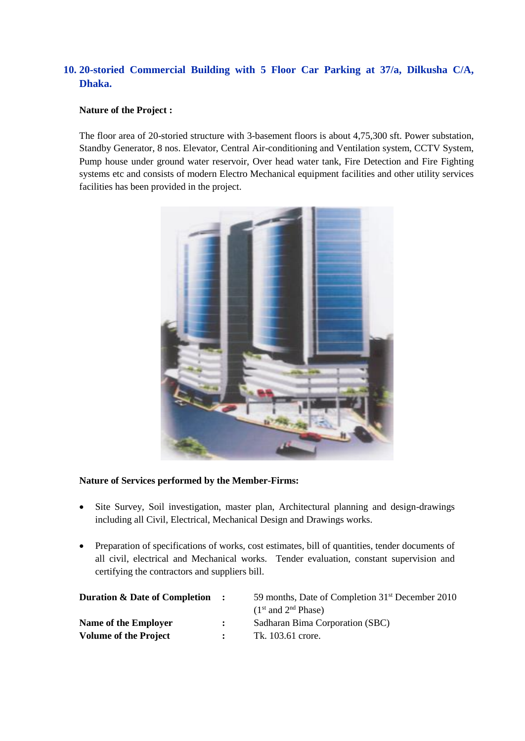## 10. 20-storied Commercial Building with 5 Floor Car Parking at 37/a, Dilkusha C/A, Dhaka.

**Nature of the Project :**

The floor area of 20-storied structure with 3-basement floors is about 4,75,300 sft. Power substation, Standby Generator, 8 nos. Elevator, Central Air-conditioning and Ventilation system, CCTV System, Pump house under ground water reservoir, Over head water tank, Fire Detection and Fire Fighting systems etc and consists of modern Electro Mechanical equipment facilities and other utility services facilities has been provided in the project.

**Nature of Services performed by the Member-Firms:**

- Site Survey, Soil investigation, master plan, Architectural planning and design-drawings including all Civil, Electrical, Mechanical Design and Drawings works.
- Preparation of specifications of works, cost estimates, bill of quantities, tender documents of all civil, electrical and Mechanical works. Tender evaluation, constant supervision and certifying the contractors and suppliers bill.

| | | |
|---|---|---|
| **Duration & Date of Completion** | **:** | 59 months, Date of Completion 31st December 2010 (1st and 2nd Phase) |
| **Name of the Employer** | **:** | Sadharan Bima Corporation (SBC) |
| **Volume of the Project** | **:** | Tk. 103.61 crore. |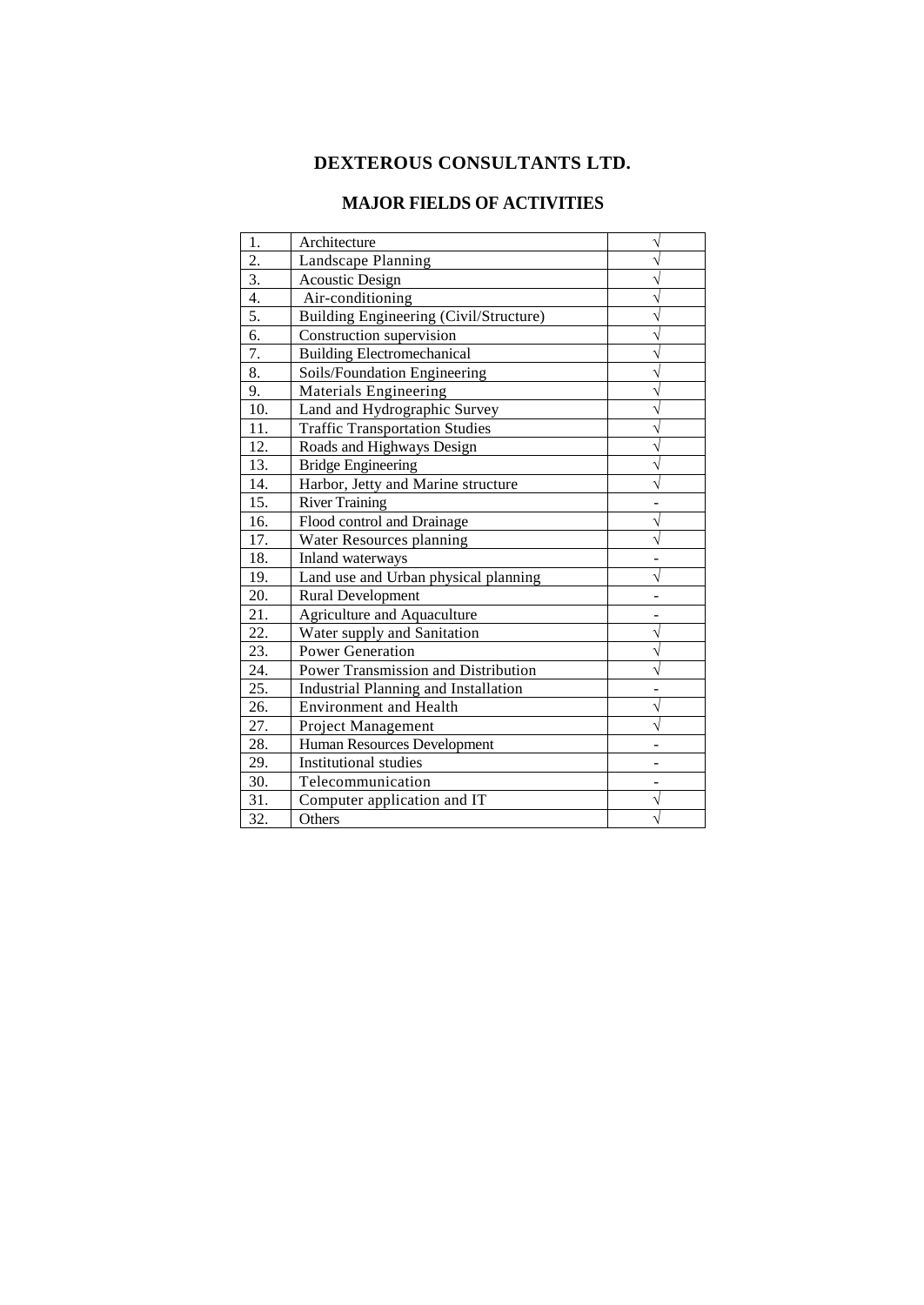# DEXTEROUS CONSULTANTS LTD.

## MAJOR FIELDS OF ACTIVITIES

| | | |
|---|---|---|
| 1. | Architecture | √ |
| 2. | Landscape Planning | √ |
| 3. | Acoustic Design | √ |
| 4. | Air-conditioning | √ |
| 5. | Building Engineering (Civil/Structure) | √ |
| 6. | Construction supervision | √ |
| 7. | Building Electromechanical | √ |
| 8. | Soils/Foundation Engineering | √ |
| 9. | Materials Engineering | √ |
| 10. | Land and Hydrographic Survey | √ |
| 11. | Traffic Transportation Studies | √ |
| 12. | Roads and Highways Design | √ |
| 13. | Bridge Engineering | √ |
| 14. | Harbor, Jetty and Marine structure | √ |
| 15. | River Training | - |
| 16. | Flood control and Drainage | √ |
| 17. | Water Resources planning | √ |
| 18. | Inland waterways | - |
| 19. | Land use and Urban physical planning | √ |
| 20. | Rural Development | - |
| 21. | Agriculture and Aquaculture | - |
| 22. | Water supply and Sanitation | √ |
| 23. | Power Generation | √ |
| 24. | Power Transmission and Distribution | √ |
| 25. | Industrial Planning and Installation | - |
| 26. | Environment and Health | √ |
| 27. | Project Management | √ |
| 28. | Human Resources Development | - |
| 29. | Institutional studies | - |
| 30. | Telecommunication | - |
| 31. | Computer application and IT | √ |
| 32. | Others | √ |